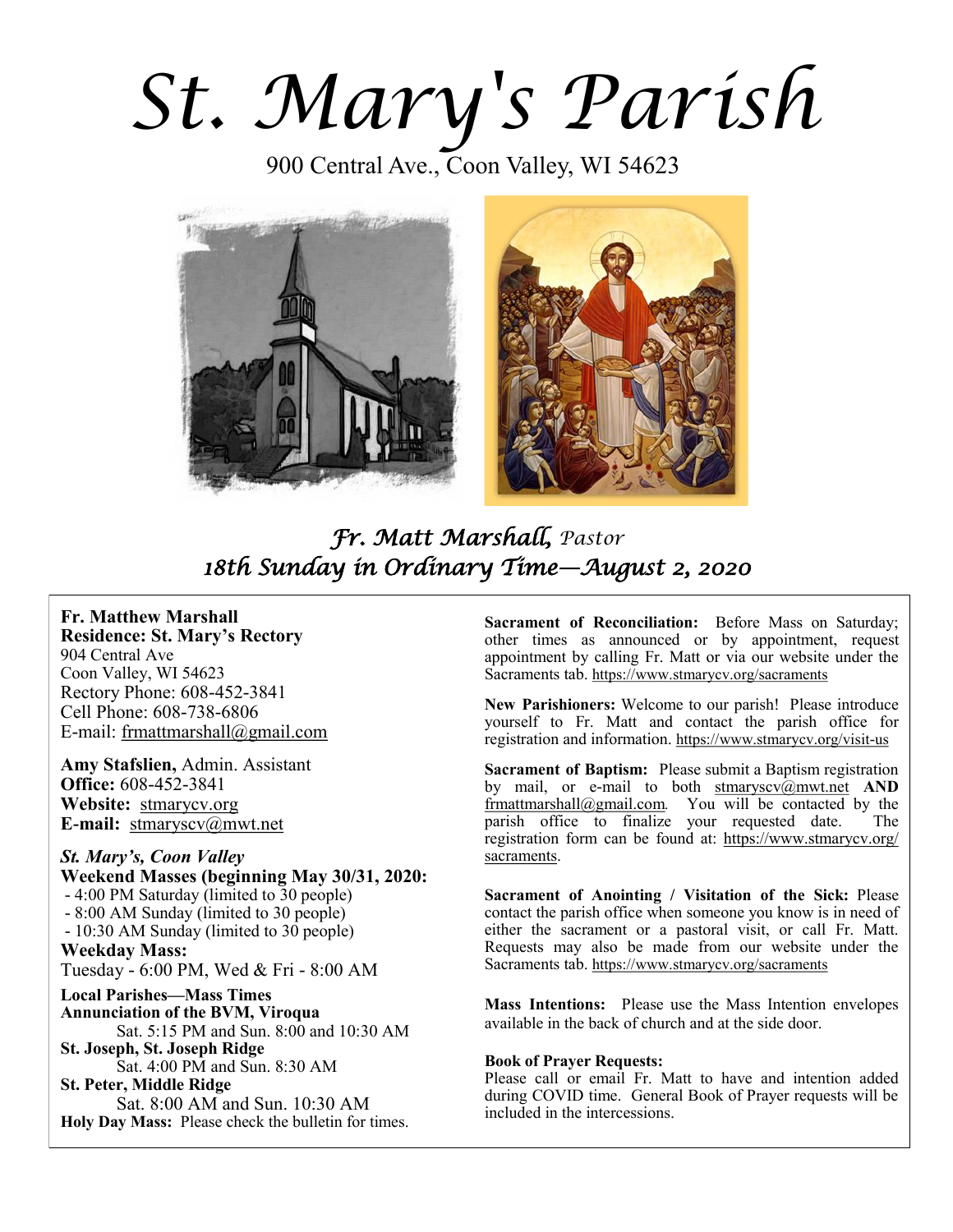# St. Mary's Parish

900 Central Ave., Coon Valley, WI 54623

*Fr. Matt Marshall, Pastor*

*18th Sunday in Ordinary Time—August 2, 2020*

**Fr. Matthew Marshall**
**Residence: St. Mary's Rectory**
904 Central Ave
Coon Valley, WI 54623
Rectory Phone: 608-452-3841
Cell Phone: 608-738-6806
E-mail: frmattmarshall@gmail.com

**Amy Stafslien,** Admin. Assistant
**Office:** 608-452-3841
**Website:** stmarycv.org
**E-mail:** stmaryscv@mwt.net

***St. Mary's, Coon Valley***
**Weekend Masses (beginning May 30/31, 2020:**
- 4:00 PM Saturday (limited to 30 people)
- 8:00 AM Sunday (limited to 30 people)
- 10:30 AM Sunday (limited to 30 people)

**Weekday Mass:**
Tuesday - 6:00 PM, Wed & Fri - 8:00 AM

**Local Parishes—Mass Times**
**Annunciation of the BVM, Viroqua**
Sat. 5:15 PM and Sun. 8:00 and 10:30 AM
**St. Joseph, St. Joseph Ridge**
Sat. 4:00 PM and Sun. 8:30 AM
**St. Peter, Middle Ridge**
Sat. 8:00 AM and Sun. 10:30 AM
**Holy Day Mass:** Please check the bulletin for times.

**Sacrament of Reconciliation:** Before Mass on Saturday; other times as announced or by appointment, request appointment by calling Fr. Matt or via our website under the Sacraments tab. https://www.stmarycv.org/sacraments

**New Parishioners:** Welcome to our parish! Please introduce yourself to Fr. Matt and contact the parish office for registration and information. https://www.stmarycv.org/visit-us

**Sacrament of Baptism:** Please submit a Baptism registration by mail, or e-mail to both stmaryscv@mwt.net **AND** frmattmarshall@gmail.com. You will be contacted by the parish office to finalize your requested date. The registration form can be found at: https://www.stmarycv.org/sacraments.

**Sacrament of Anointing / Visitation of the Sick:** Please contact the parish office when someone you know is in need of either the sacrament or a pastoral visit, or call Fr. Matt. Requests may also be made from our website under the Sacraments tab. https://www.stmarycv.org/sacraments

**Mass Intentions:** Please use the Mass Intention envelopes available in the back of church and at the side door.

**Book of Prayer Requests:**
Please call or email Fr. Matt to have and intention added during COVID time. General Book of Prayer requests will be included in the intercessions.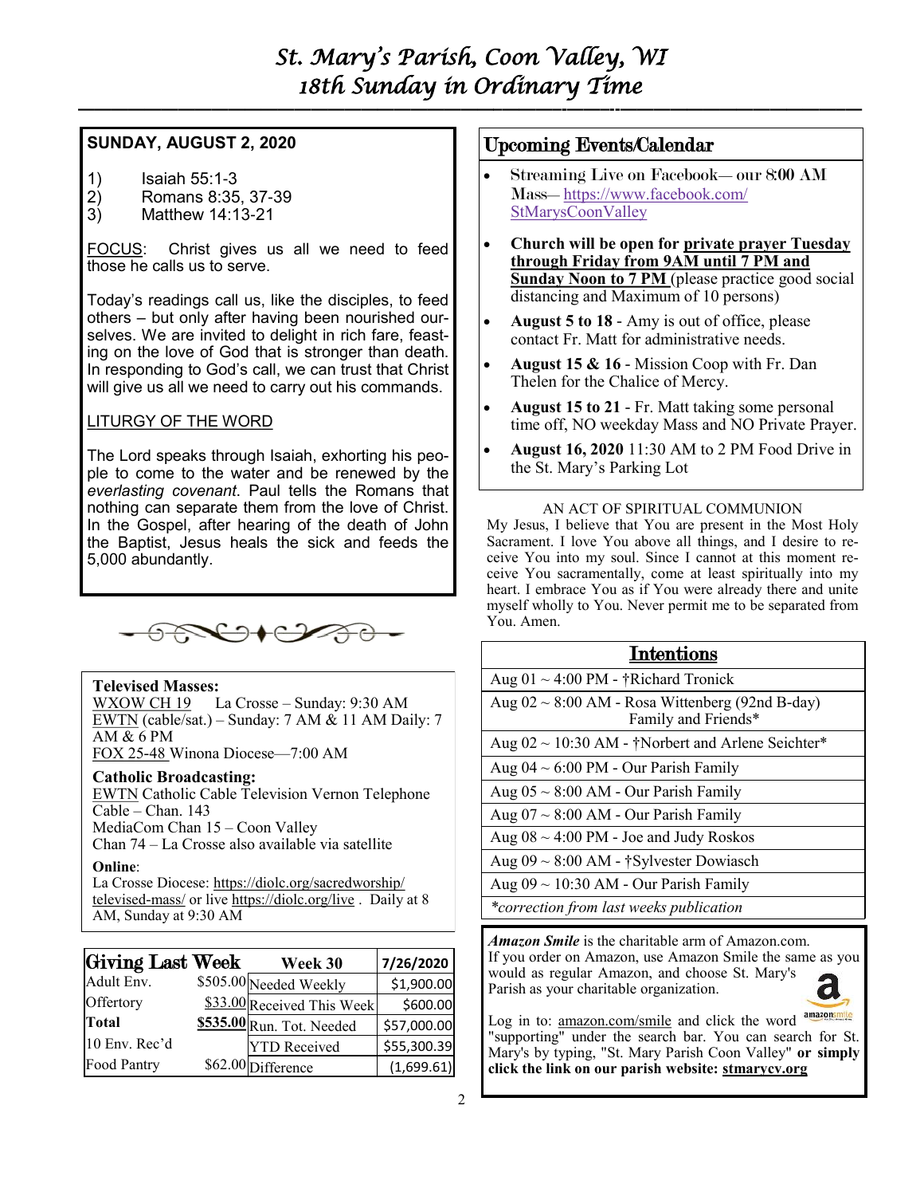# St. Mary's Parish, Coon Valley, WI
## 18th Sunday in Ordinary Time

**SUNDAY, AUGUST 2, 2020**

1) Isaiah 55:1-3
2) Romans 8:35, 37-39
3) Matthew 14:13-21

FOCUS: Christ gives us all we need to feed those he calls us to serve.

Today's readings call us, like the disciples, to feed others – but only after having been nourished ourselves. We are invited to delight in rich fare, feasting on the love of God that is stronger than death. In responding to God's call, we can trust that Christ will give us all we need to carry out his commands.

LITURGY OF THE WORD

The Lord speaks through Isaiah, exhorting his people to come to the water and be renewed by the *everlasting covenant*. Paul tells the Romans that nothing can separate them from the love of Christ. In the Gospel, after hearing of the death of John the Baptist, Jesus heals the sick and feeds the 5,000 abundantly.

**Televised Masses:**
WXOW CH 19 La Crosse – Sunday: 9:30 AM
EWTN (cable/sat.) – Sunday: 7 AM & 11 AM Daily: 7 AM & 6 PM
FOX 25-48 Winona Diocese—7:00 AM

**Catholic Broadcasting:**
EWTN Catholic Cable Television Vernon Telephone Cable – Chan. 143
MediaCom Chan 15 – Coon Valley
Chan 74 – La Crosse also available via satellite

**Online**:
La Crosse Diocese: https://diolc.org/sacredworship/televised-mass/ or live https://diolc.org/live . Daily at 8 AM, Sunday at 9:30 AM

| Giving Last Week | | Week 30 | 7/26/2020 |
|---|---|---|---|
| Adult Env. | $505.00 | Needed Weekly | $1,900.00 |
| Offertory | $33.00 | Received This Week | $600.00 |
| **Total** | **$535.00** | Run. Tot. Needed | $57,000.00 |
| 10 Env. Rec'd | | YTD Received | $55,300.39 |
| Food Pantry | $62.00 | Difference | (1,699.61) |

## Upcoming Events/Calendar

- Streaming Live on Facebook— our 8:00 AM Mass— https://www.facebook.com/StMarysCoonValley
- **Church will be open for private prayer Tuesday through Friday from 9AM until 7 PM and Sunday Noon to 7 PM** (please practice good social distancing and Maximum of 10 persons)
- **August 5 to 18** - Amy is out of office, please contact Fr. Matt for administrative needs.
- **August 15 & 16** - Mission Coop with Fr. Dan Thelen for the Chalice of Mercy.
- **August 15 to 21** - Fr. Matt taking some personal time off, NO weekday Mass and NO Private Prayer.
- **August 16, 2020** 11:30 AM to 2 PM Food Drive in the St. Mary's Parking Lot

AN ACT OF SPIRITUAL COMMUNION

My Jesus, I believe that You are present in the Most Holy Sacrament. I love You above all things, and I desire to receive You into my soul. Since I cannot at this moment receive You sacramentally, come at least spiritually into my heart. I embrace You as if You were already there and unite myself wholly to You. Never permit me to be separated from You. Amen.

## Intentions

| Intentions |
|---|
| Aug 01 ~ 4:00 PM - †Richard Tronick |
| Aug 02 ~ 8:00 AM - Rosa Wittenberg (92nd B-day) Family and Friends* |
| Aug 02 ~ 10:30 AM - †Norbert and Arlene Seichter* |
| Aug 04 ~ 6:00 PM - Our Parish Family |
| Aug 05 ~ 8:00 AM - Our Parish Family |
| Aug 07 ~ 8:00 AM - Our Parish Family |
| Aug 08 ~ 4:00 PM - Joe and Judy Roskos |
| Aug 09 ~ 8:00 AM - †Sylvester Dowiasch |
| Aug 09 ~ 10:30 AM - Our Parish Family |
| *\*correction from last weeks publication* |

***Amazon Smile*** is the charitable arm of Amazon.com. If you order on Amazon, use Amazon Smile the same as you would as regular Amazon, and choose St. Mary's Parish as your charitable organization.

Log in to: amazon.com/smile and click the word "supporting" under the search bar. You can search for St. Mary's by typing, "St. Mary Parish Coon Valley" **or simply click the link on our parish website: stmarycv.org**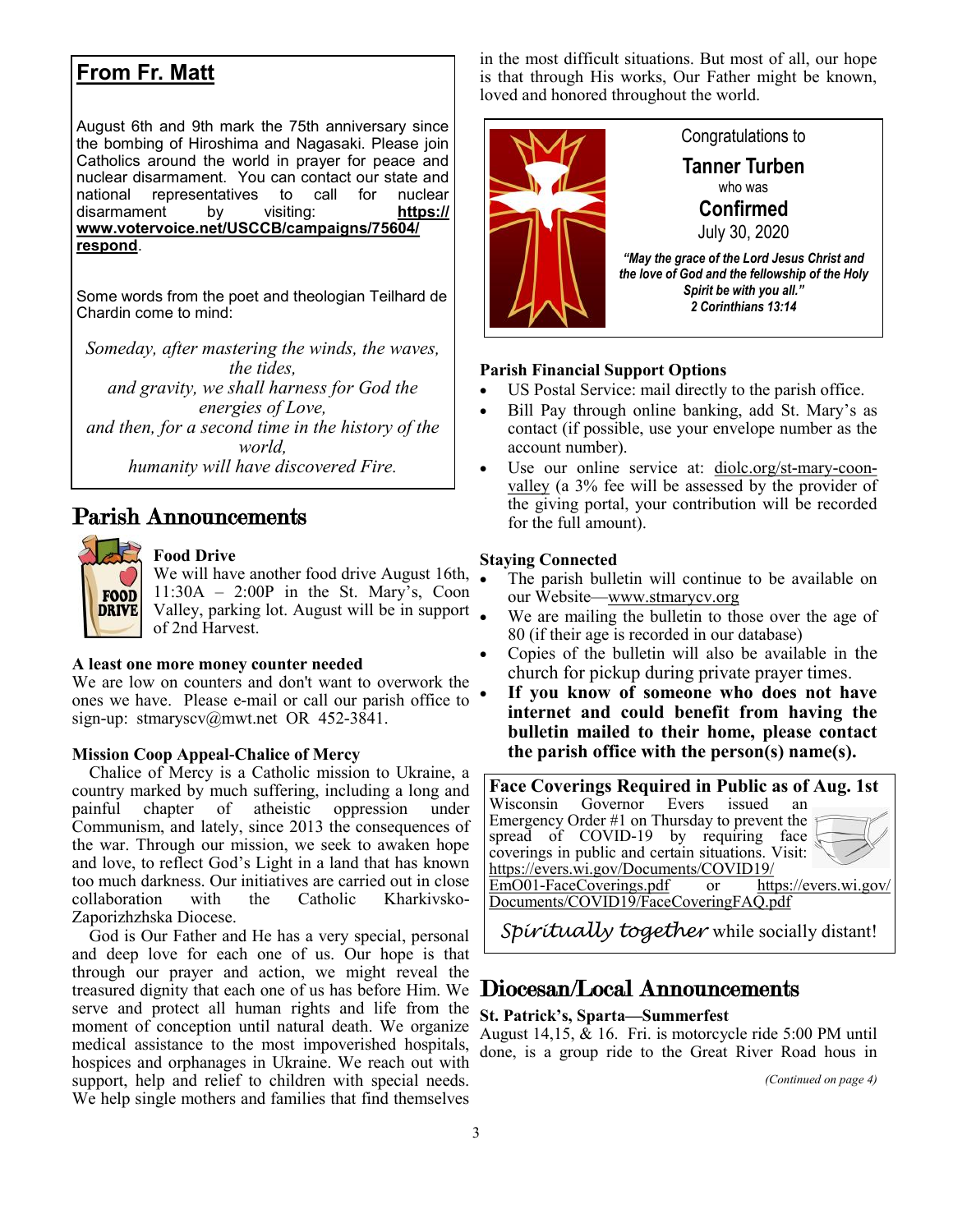## From Fr. Matt

August 6th and 9th mark the 75th anniversary since the bombing of Hiroshima and Nagasaki. Please join Catholics around the world in prayer for peace and nuclear disarmament. You can contact our state and national representatives to call for nuclear disarmament by visiting: **https://www.votervoice.net/USCCB/campaigns/75604/respond**.

Some words from the poet and theologian Teilhard de Chardin come to mind:

*Someday, after mastering the winds, the waves, the tides,*
*and gravity, we shall harness for God the energies of Love,*
*and then, for a second time in the history of the world,*
*humanity will have discovered Fire.*

# Parish Announcements

### Food Drive

We will have another food drive August 16th, 11:30A – 2:00P in the St. Mary's, Coon Valley, parking lot. August will be in support of 2nd Harvest.

### A least one more money counter needed

We are low on counters and don't want to overwork the ones we have. Please e-mail or call our parish office to sign-up: stmaryscv@mwt.net OR 452-3841.

### Mission Coop Appeal-Chalice of Mercy

Chalice of Mercy is a Catholic mission to Ukraine, a country marked by much suffering, including a long and painful chapter of atheistic oppression under Communism, and lately, since 2013 the consequences of the war. Through our mission, we seek to awaken hope and love, to reflect God's Light in a land that has known too much darkness. Our initiatives are carried out in close collaboration with the Catholic Kharkivsko-Zaporizhzhska Diocese.

God is Our Father and He has a very special, personal and deep love for each one of us. Our hope is that through our prayer and action, we might reveal the treasured dignity that each one of us has before Him. We serve and protect all human rights and life from the moment of conception until natural death. We organize medical assistance to the most impoverished hospitals, hospices and orphanages in Ukraine. We reach out with support, help and relief to children with special needs. We help single mothers and families that find themselves in the most difficult situations. But most of all, our hope is that through His works, Our Father might be known, loved and honored throughout the world.

Congratulations to

**Tanner Turben**

who was

**Confirmed**

July 30, 2020

***"May the grace of the Lord Jesus Christ and the love of God and the fellowship of the Holy Spirit be with you all."***
***2 Corinthians 13:14***

### Parish Financial Support Options

- US Postal Service: mail directly to the parish office.
- Bill Pay through online banking, add St. Mary's as contact (if possible, use your envelope number as the account number).
- Use our online service at: diolc.org/st-mary-coon-valley (a 3% fee will be assessed by the provider of the giving portal, your contribution will be recorded for the full amount).

### Staying Connected

- The parish bulletin will continue to be available on our Website—www.stmarycv.org
- We are mailing the bulletin to those over the age of 80 (if their age is recorded in our database)
- Copies of the bulletin will also be available in the church for pickup during private prayer times.
- **If you know of someone who does not have internet and could benefit from having the bulletin mailed to their home, please contact the parish office with the person(s) name(s).**

### Face Coverings Required in Public as of Aug. 1st

Wisconsin Governor Evers issued an Emergency Order #1 on Thursday to prevent the spread of COVID-19 by requiring face coverings in public and certain situations. Visit: https://evers.wi.gov/Documents/COVID19/EmO01-FaceCoverings.pdf or https://evers.wi.gov/Documents/COVID19/FaceCoveringFAQ.pdf

*Spiritually together* while socially distant!

# Diocesan/Local Announcements

### St. Patrick's, Sparta—Summerfest

August 14,15, & 16. Fri. is motorcycle ride 5:00 PM until done, is a group ride to the Great River Road hous in

*(Continued on page 4)*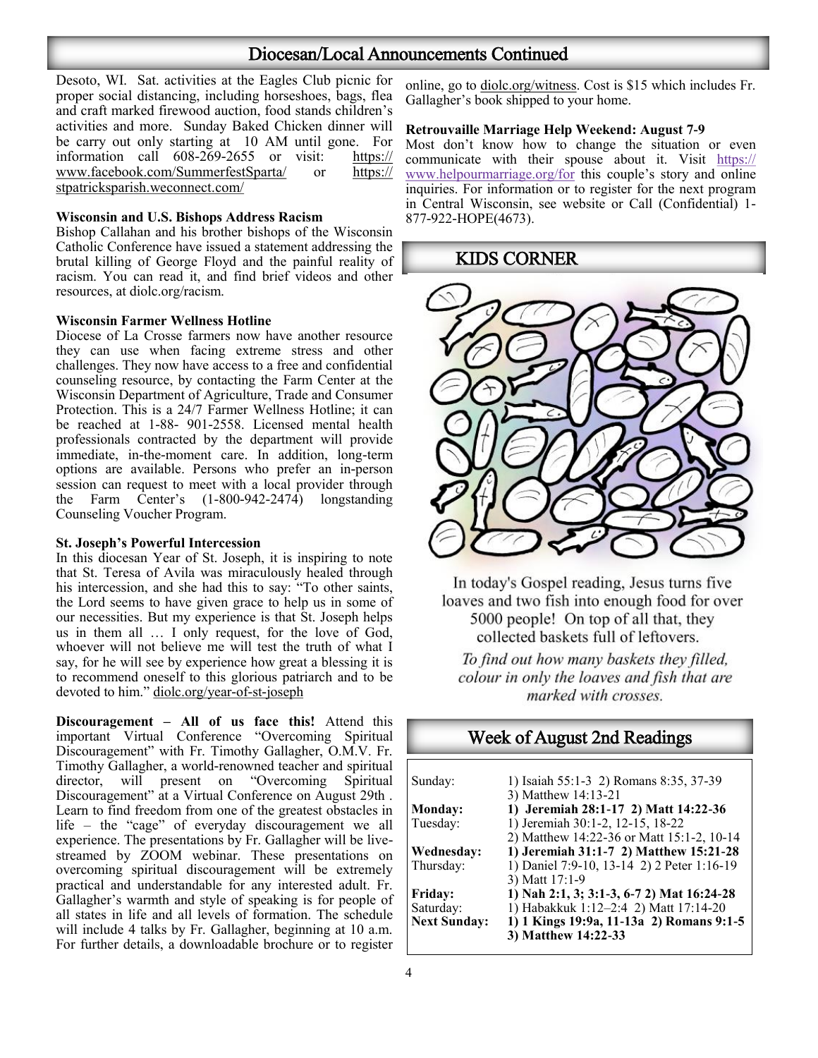# Diocesan/Local Announcements Continued

Desoto, WI. Sat. activities at the Eagles Club picnic for proper social distancing, including horseshoes, bags, flea and craft marked firewood auction, food stands children's activities and more. Sunday Baked Chicken dinner will be carry out only starting at 10 AM until gone. For information call 608-269-2655 or visit: https://www.facebook.com/SummerfestSparta/ or https://stpatricksparish.weconnect.com/

**Wisconsin and U.S. Bishops Address Racism**

Bishop Callahan and his brother bishops of the Wisconsin Catholic Conference have issued a statement addressing the brutal killing of George Floyd and the painful reality of racism. You can read it, and find brief videos and other resources, at diolc.org/racism.

**Wisconsin Farmer Wellness Hotline**

Diocese of La Crosse farmers now have another resource they can use when facing extreme stress and other challenges. They now have access to a free and confidential counseling resource, by contacting the Farm Center at the Wisconsin Department of Agriculture, Trade and Consumer Protection. This is a 24/7 Farmer Wellness Hotline; it can be reached at 1-88- 901-2558. Licensed mental health professionals contracted by the department will provide immediate, in-the-moment care. In addition, long-term options are available. Persons who prefer an in-person session can request to meet with a local provider through the Farm Center's (1-800-942-2474) longstanding Counseling Voucher Program.

**St. Joseph's Powerful Intercession**

In this diocesan Year of St. Joseph, it is inspiring to note that St. Teresa of Avila was miraculously healed through his intercession, and she had this to say: "To other saints, the Lord seems to have given grace to help us in some of our necessities. But my experience is that St. Joseph helps us in them all … I only request, for the love of God, whoever will not believe me will test the truth of what I say, for he will see by experience how great a blessing it is to recommend oneself to this glorious patriarch and to be devoted to him." diolc.org/year-of-st-joseph

**Discouragement – All of us face this!** Attend this important Virtual Conference "Overcoming Spiritual Discouragement" with Fr. Timothy Gallagher, O.M.V. Fr. Timothy Gallagher, a world-renowned teacher and spiritual director, will present on "Overcoming Spiritual Discouragement" at a Virtual Conference on August 29th . Learn to find freedom from one of the greatest obstacles in life – the "cage" of everyday discouragement we all experience. The presentations by Fr. Gallagher will be live-streamed by ZOOM webinar. These presentations on overcoming spiritual discouragement will be extremely practical and understandable for any interested adult. Fr. Gallagher's warmth and style of speaking is for people of all states in life and all levels of formation. The schedule will include 4 talks by Fr. Gallagher, beginning at 10 a.m. For further details, a downloadable brochure or to register online, go to diolc.org/witness. Cost is $15 which includes Fr. Gallagher's book shipped to your home.

**Retrouvaille Marriage Help Weekend: August 7-9**

Most don't know how to change the situation or even communicate with their spouse about it. Visit https://www.helpourmarriage.org/for this couple's story and online inquiries. For information or to register for the next program in Central Wisconsin, see website or Call (Confidential) 1-877-922-HOPE(4673).

## KIDS CORNER

In today's Gospel reading, Jesus turns five loaves and two fish into enough food for over 5000 people! On top of all that, they collected baskets full of leftovers.

*To find out how many baskets they filled, colour in only the loaves and fish that are marked with crosses.*

## Week of August 2nd Readings

| | |
|---|---|
| Sunday: | 1) Isaiah 55:1-3 2) Romans 8:35, 37-39 3) Matthew 14:13-21 |
| **Monday:** | **1) Jeremiah 28:1-17 2) Matt 14:22-36** |
| Tuesday: | 1) Jeremiah 30:1-2, 12-15, 18-22 2) Matthew 14:22-36 or Matt 15:1-2, 10-14 |
| **Wednesday:** | **1) Jeremiah 31:1-7 2) Matthew 15:21-28** |
| Thursday: | 1) Daniel 7:9-10, 13-14 2) 2 Peter 1:16-19 3) Matt 17:1-9 |
| **Friday:** | **1) Nah 2:1, 3; 3:1-3, 6-7 2) Mat 16:24-28** |
| Saturday: | 1) Habakkuk 1:12–2:4 2) Matt 17:14-20 |
| **Next Sunday:** | **1) 1 Kings 19:9a, 11-13a 2) Romans 9:1-5 3) Matthew 14:22-33** |